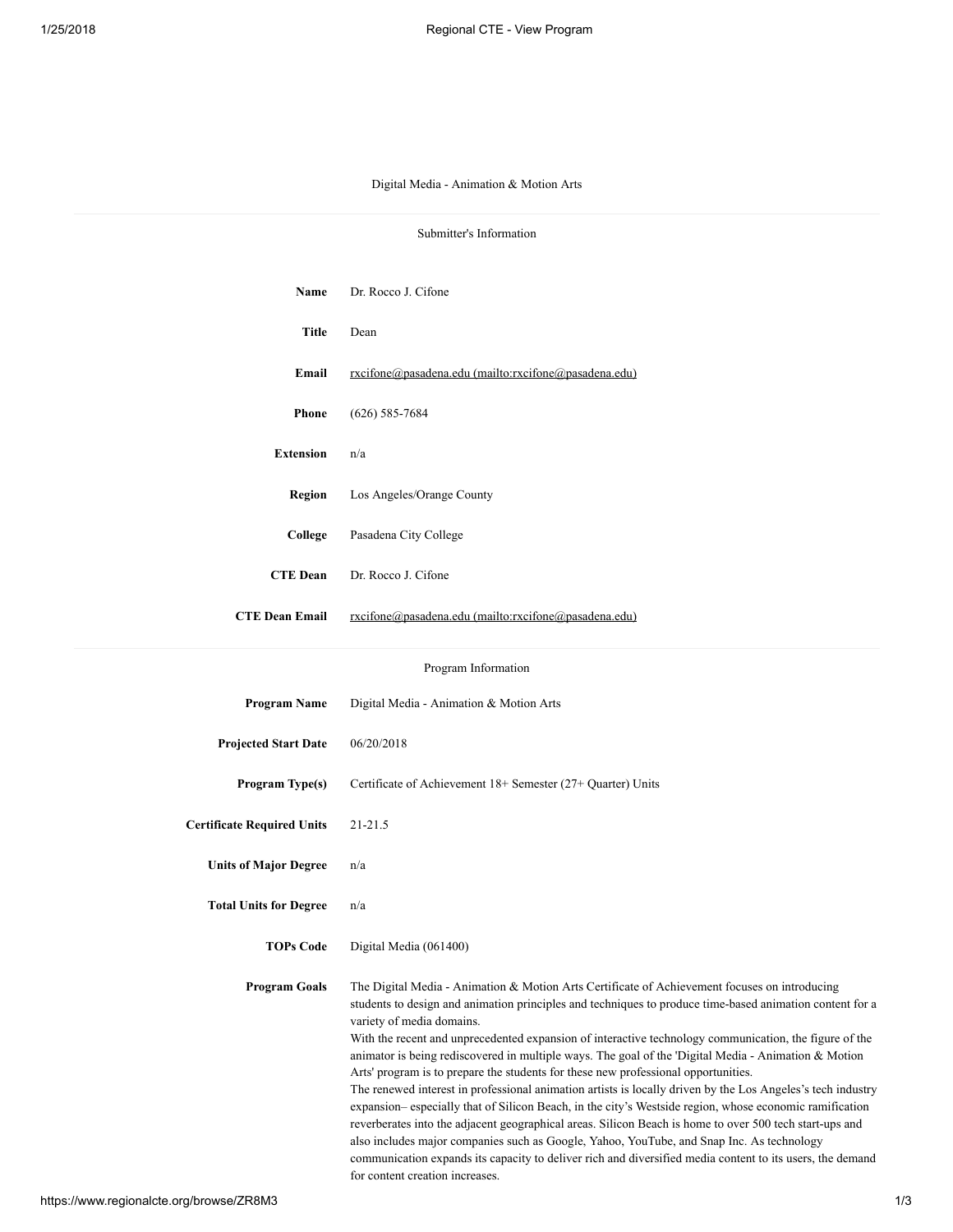# Digital Media - Animation & Motion Arts

## Submitter's Information

| | |
|---|---|
| **Name** | Dr. Rocco J. Cifone |
| **Title** | Dean |
| **Email** | rxcifone@pasadena.edu (mailto:rxcifone@pasadena.edu) |
| **Phone** | (626) 585-7684 |
| **Extension** | n/a |
| **Region** | Los Angeles/Orange County |
| **College** | Pasadena City College |
| **CTE Dean** | Dr. Rocco J. Cifone |
| **CTE Dean Email** | rxcifone@pasadena.edu (mailto:rxcifone@pasadena.edu) |

## Program Information

| | |
|---|---|
| **Program Name** | Digital Media - Animation & Motion Arts |
| **Projected Start Date** | 06/20/2018 |
| **Program Type(s)** | Certificate of Achievement 18+ Semester (27+ Quarter) Units |
| **Certificate Required Units** | 21-21.5 |
| **Units of Major Degree** | n/a |
| **Total Units for Degree** | n/a |
| **TOPs Code** | Digital Media (061400) |

**Program Goals**

The Digital Media - Animation & Motion Arts Certificate of Achievement focuses on introducing students to design and animation principles and techniques to produce time-based animation content for a variety of media domains.

With the recent and unprecedented expansion of interactive technology communication, the figure of the animator is being rediscovered in multiple ways. The goal of the 'Digital Media - Animation & Motion Arts' program is to prepare the students for these new professional opportunities.

The renewed interest in professional animation artists is locally driven by the Los Angeles's tech industry expansion– especially that of Silicon Beach, in the city's Westside region, whose economic ramification reverberates into the adjacent geographical areas. Silicon Beach is home to over 500 tech start-ups and also includes major companies such as Google, Yahoo, YouTube, and Snap Inc. As technology communication expands its capacity to deliver rich and diversified media content to its users, the demand for content creation increases.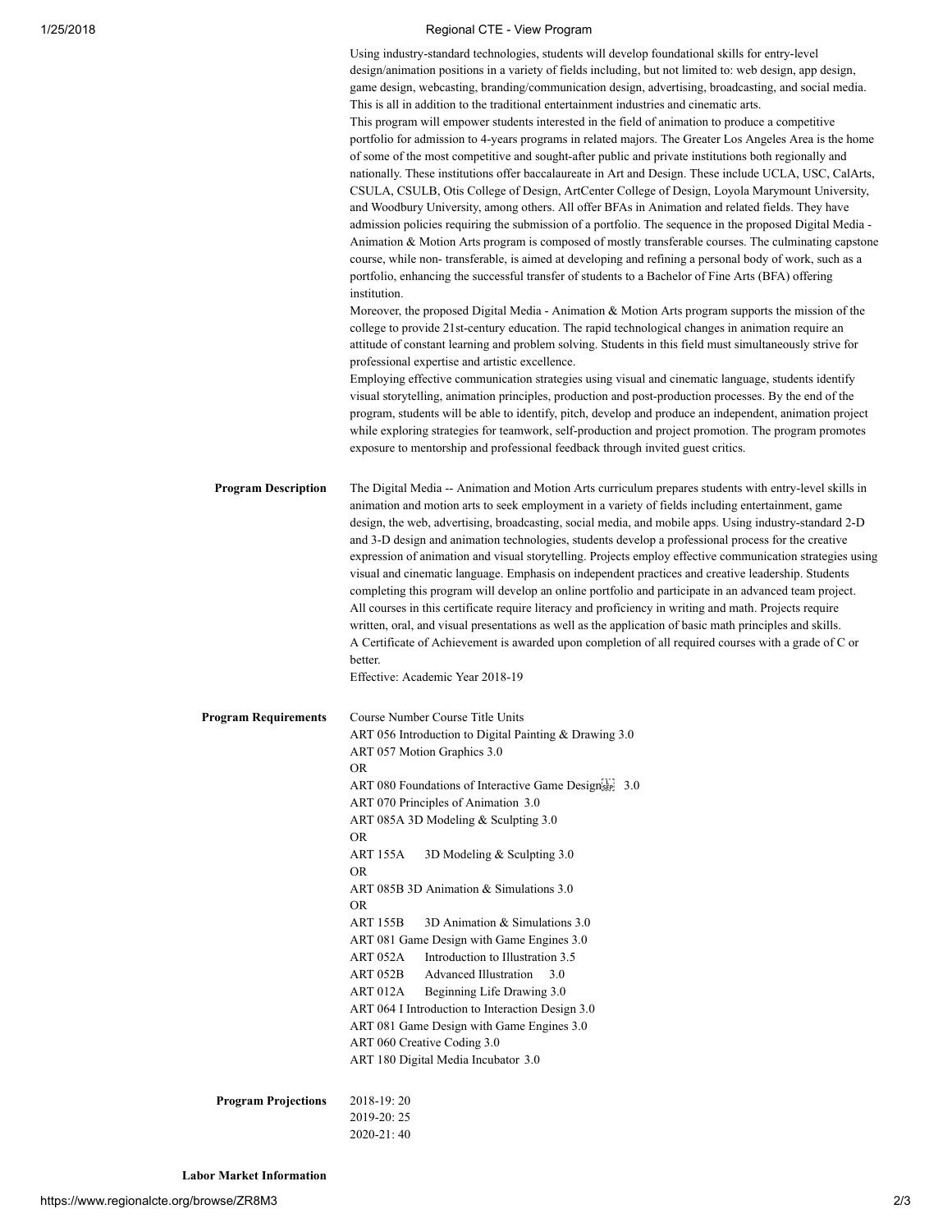Using industry-standard technologies, students will develop foundational skills for entry-level design/animation positions in a variety of fields including, but not limited to: web design, app design, game design, webcasting, branding/communication design, advertising, broadcasting, and social media. This is all in addition to the traditional entertainment industries and cinematic arts.

This program will empower students interested in the field of animation to produce a competitive portfolio for admission to 4-years programs in related majors. The Greater Los Angeles Area is the home of some of the most competitive and sought-after public and private institutions both regionally and nationally. These institutions offer baccalaureate in Art and Design. These include UCLA, USC, CalArts, CSULA, CSULB, Otis College of Design, ArtCenter College of Design, Loyola Marymount University, and Woodbury University, among others. All offer BFAs in Animation and related fields. They have admission policies requiring the submission of a portfolio. The sequence in the proposed Digital Media - Animation & Motion Arts program is composed of mostly transferable courses. The culminating capstone course, while non- transferable, is aimed at developing and refining a personal body of work, such as a portfolio, enhancing the successful transfer of students to a Bachelor of Fine Arts (BFA) offering institution.

Moreover, the proposed Digital Media - Animation & Motion Arts program supports the mission of the college to provide 21st-century education. The rapid technological changes in animation require an attitude of constant learning and problem solving. Students in this field must simultaneously strive for professional expertise and artistic excellence.

Employing effective communication strategies using visual and cinematic language, students identify visual storytelling, animation principles, production and post-production processes. By the end of the program, students will be able to identify, pitch, develop and produce an independent, animation project while exploring strategies for teamwork, self-production and project promotion. The program promotes exposure to mentorship and professional feedback through invited guest critics.

**Program Description**

The Digital Media -- Animation and Motion Arts curriculum prepares students with entry-level skills in animation and motion arts to seek employment in a variety of fields including entertainment, game design, the web, advertising, broadcasting, social media, and mobile apps. Using industry-standard 2-D and 3-D design and animation technologies, students develop a professional process for the creative expression of animation and visual storytelling. Projects employ effective communication strategies using visual and cinematic language. Emphasis on independent practices and creative leadership. Students completing this program will develop an online portfolio and participate in an advanced team project. All courses in this certificate require literacy and proficiency in writing and math. Projects require written, oral, and visual presentations as well as the application of basic math principles and skills.

A Certificate of Achievement is awarded upon completion of all required courses with a grade of C or better.

Effective: Academic Year 2018-19

**Program Requirements**

Course Number Course Title Units

ART 056 Introduction to Digital Painting & Drawing 3.0

ART 057 Motion Graphics 3.0

OR

ART 080 Foundations of Interactive Game Design 3.0

ART 070 Principles of Animation 3.0

ART 085A 3D Modeling & Sculpting 3.0

OR

ART 155A 3D Modeling & Sculpting 3.0

OR

ART 085B 3D Animation & Simulations 3.0

OR

ART 155B 3D Animation & Simulations 3.0

ART 081 Game Design with Game Engines 3.0

ART 052A Introduction to Illustration 3.5

ART 052B Advanced Illustration 3.0

ART 012A Beginning Life Drawing 3.0

ART 064 I Introduction to Interaction Design 3.0

ART 081 Game Design with Game Engines 3.0

ART 060 Creative Coding 3.0

ART 180 Digital Media Incubator 3.0

**Program Projections**

2018-19: 20

2019-20: 25

2020-21: 40

**Labor Market Information**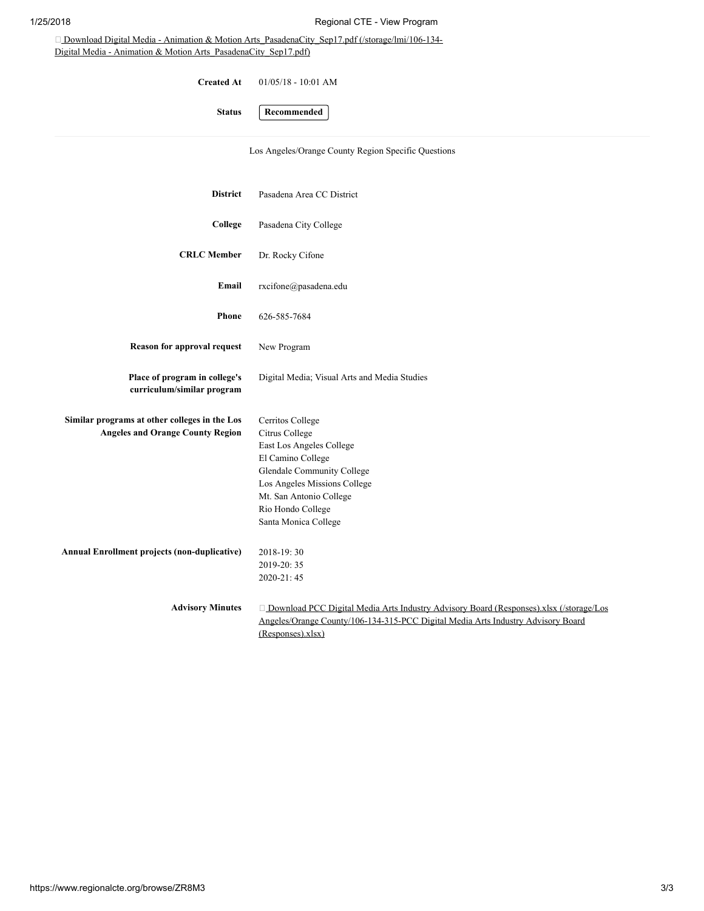Download Digital Media - Animation & Motion Arts_PasadenaCity_Sep17.pdf (/storage/lmi/106-134-Digital Media - Animation & Motion Arts_PasadenaCity_Sep17.pdf)

| | |
|---|---|
| **Created At** | 01/05/18 - 10:01 AM |
| **Status** | **Recommended** |

Los Angeles/Orange County Region Specific Questions

| | |
|---|---|
| **District** | Pasadena Area CC District |
| **College** | Pasadena City College |
| **CRLC Member** | Dr. Rocky Cifone |
| **Email** | rxcifone@pasadena.edu |
| **Phone** | 626-585-7684 |
| **Reason for approval request** | New Program |
| **Place of program in college's curriculum/similar program** | Digital Media; Visual Arts and Media Studies |
| **Similar programs at other colleges in the Los Angeles and Orange County Region** | Cerritos College<br>Citrus College<br>East Los Angeles College<br>El Camino College<br>Glendale Community College<br>Los Angeles Missions College<br>Mt. San Antonio College<br>Rio Hondo College<br>Santa Monica College |
| **Annual Enrollment projects (non-duplicative)** | 2018-19: 30<br>2019-20: 35<br>2020-21: 45 |
| **Advisory Minutes** |  Download PCC Digital Media Arts Industry Advisory Board (Responses).xlsx (/storage/Los Angeles/Orange County/106-134-315-PCC Digital Media Arts Industry Advisory Board (Responses).xlsx) |